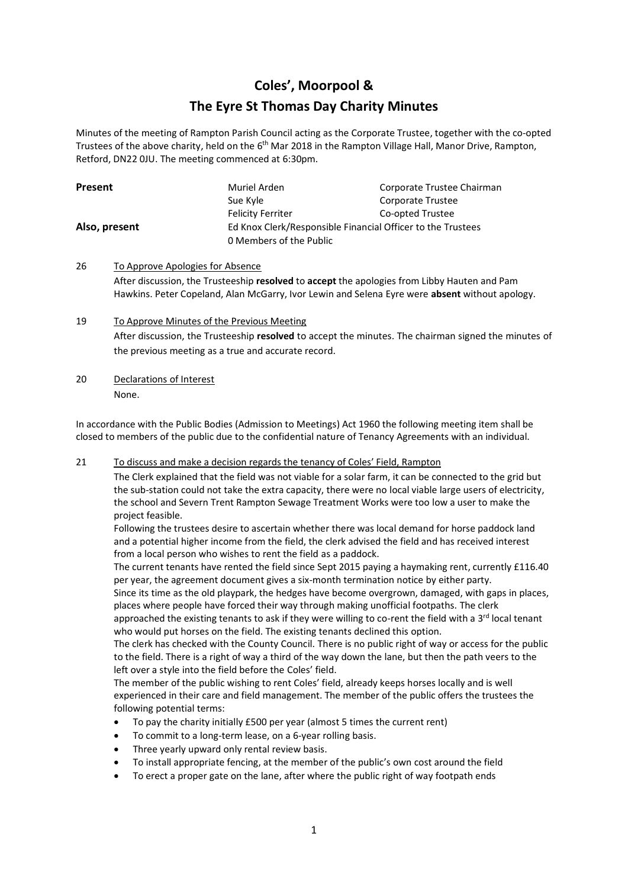# Coles', Moorpool &

# The Eyre St Thomas Day Charity Minutes

Minutes of the meeting of Rampton Parish Council acting as the Corporate Trustee, together with the co-opted Trustees of the above charity, held on the 6th Mar 2018 in the Rampton Village Hall, Manor Drive, Rampton, Retford, DN22 0JU. The meeting commenced at 6:30pm.

| | | |
|---|---|---|
| **Present** | Muriel Arden | Corporate Trustee Chairman |
| | Sue Kyle | Corporate Trustee |
| | Felicity Ferriter | Co-opted Trustee |
| **Also, present** | Ed Knox Clerk/Responsible Financial Officer to the Trustees | |
| | 0 Members of the Public | |

26 To Approve Apologies for Absence

After discussion, the Trusteeship **resolved** to **accept** the apologies from Libby Hauten and Pam Hawkins. Peter Copeland, Alan McGarry, Ivor Lewin and Selena Eyre were **absent** without apology.

19 To Approve Minutes of the Previous Meeting

After discussion, the Trusteeship **resolved** to accept the minutes. The chairman signed the minutes of the previous meeting as a true and accurate record.

20 Declarations of Interest

None.

In accordance with the Public Bodies (Admission to Meetings) Act 1960 the following meeting item shall be closed to members of the public due to the confidential nature of Tenancy Agreements with an individual.

21 To discuss and make a decision regards the tenancy of Coles' Field, Rampton

The Clerk explained that the field was not viable for a solar farm, it can be connected to the grid but the sub-station could not take the extra capacity, there were no local viable large users of electricity, the school and Severn Trent Rampton Sewage Treatment Works were too low a user to make the project feasible.

Following the trustees desire to ascertain whether there was local demand for horse paddock land and a potential higher income from the field, the clerk advised the field and has received interest from a local person who wishes to rent the field as a paddock.

The current tenants have rented the field since Sept 2015 paying a haymaking rent, currently £116.40 per year, the agreement document gives a six-month termination notice by either party.

Since its time as the old playpark, the hedges have become overgrown, damaged, with gaps in places, places where people have forced their way through making unofficial footpaths. The clerk approached the existing tenants to ask if they were willing to co-rent the field with a 3rd local tenant who would put horses on the field. The existing tenants declined this option.

The clerk has checked with the County Council. There is no public right of way or access for the public to the field. There is a right of way a third of the way down the lane, but then the path veers to the left over a style into the field before the Coles' field.

The member of the public wishing to rent Coles' field, already keeps horses locally and is well experienced in their care and field management. The member of the public offers the trustees the following potential terms:

- To pay the charity initially £500 per year (almost 5 times the current rent)
- To commit to a long-term lease, on a 6-year rolling basis.
- Three yearly upward only rental review basis.
- To install appropriate fencing, at the member of the public's own cost around the field
- To erect a proper gate on the lane, after where the public right of way footpath ends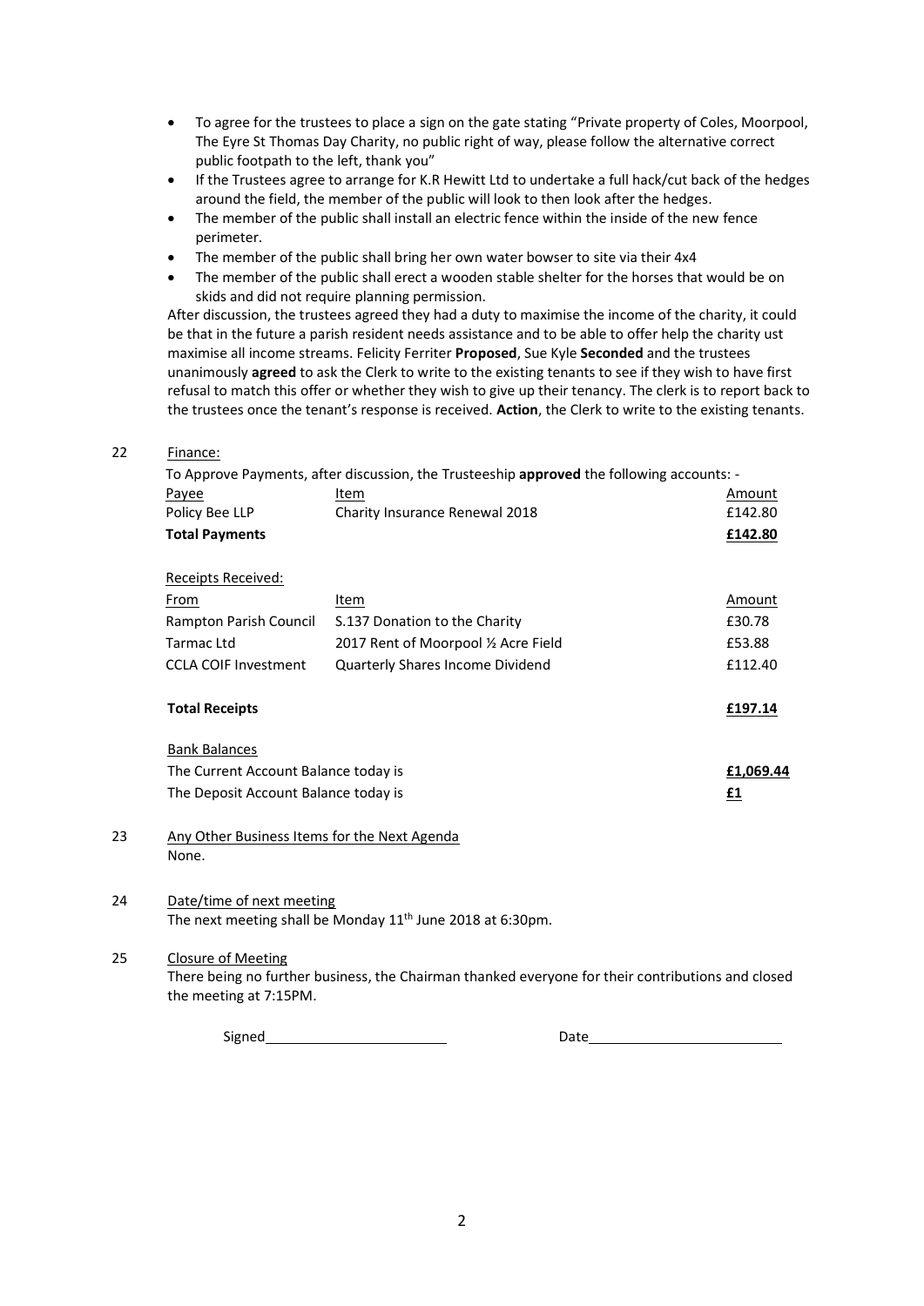- To agree for the trustees to place a sign on the gate stating "Private property of Coles, Moorpool, The Eyre St Thomas Day Charity, no public right of way, please follow the alternative correct public footpath to the left, thank you"
- If the Trustees agree to arrange for K.R Hewitt Ltd to undertake a full hack/cut back of the hedges around the field, the member of the public will look to then look after the hedges.
- The member of the public shall install an electric fence within the inside of the new fence perimeter.
- The member of the public shall bring her own water bowser to site via their 4x4
- The member of the public shall erect a wooden stable shelter for the horses that would be on skids and did not require planning permission.

After discussion, the trustees agreed they had a duty to maximise the income of the charity, it could be that in the future a parish resident needs assistance and to be able to offer help the charity ust maximise all income streams. Felicity Ferriter **Proposed**, Sue Kyle **Seconded** and the trustees unanimously **agreed** to ask the Clerk to write to the existing tenants to see if they wish to have first refusal to match this offer or whether they wish to give up their tenancy. The clerk is to report back to the trustees once the tenant's response is received. **Action**, the Clerk to write to the existing tenants.

22 Finance:

To Approve Payments, after discussion, the Trusteeship **approved** the following accounts: -

| Payee | Item | Amount |
|---|---|---|
| Policy Bee LLP | Charity Insurance Renewal 2018 | £142.80 |
| **Total Payments** | | **£142.80** |

Receipts Received:

| From | Item | Amount |
|---|---|---|
| Rampton Parish Council | S.137 Donation to the Charity | £30.78 |
| Tarmac Ltd | 2017 Rent of Moorpool ½ Acre Field | £53.88 |
| CCLA COIF Investment | Quarterly Shares Income Dividend | £112.40 |
| **Total Receipts** | | **£197.14** |

Bank Balances

| | |
|---|---|
| The Current Account Balance today is | **£1,069.44** |
| The Deposit Account Balance today is | **£1** |

23 Any Other Business Items for the Next Agenda

None.

24 Date/time of next meeting

The next meeting shall be Monday 11th June 2018 at 6:30pm.

25 Closure of Meeting

There being no further business, the Chairman thanked everyone for their contributions and closed the meeting at 7:15PM.

Signed\_\_\_\_\_\_\_\_\_\_\_\_\_\_\_\_\_\_\_\_\_\_\_ Date\_\_\_\_\_\_\_\_\_\_\_\_\_\_\_\_\_\_\_\_\_\_\_